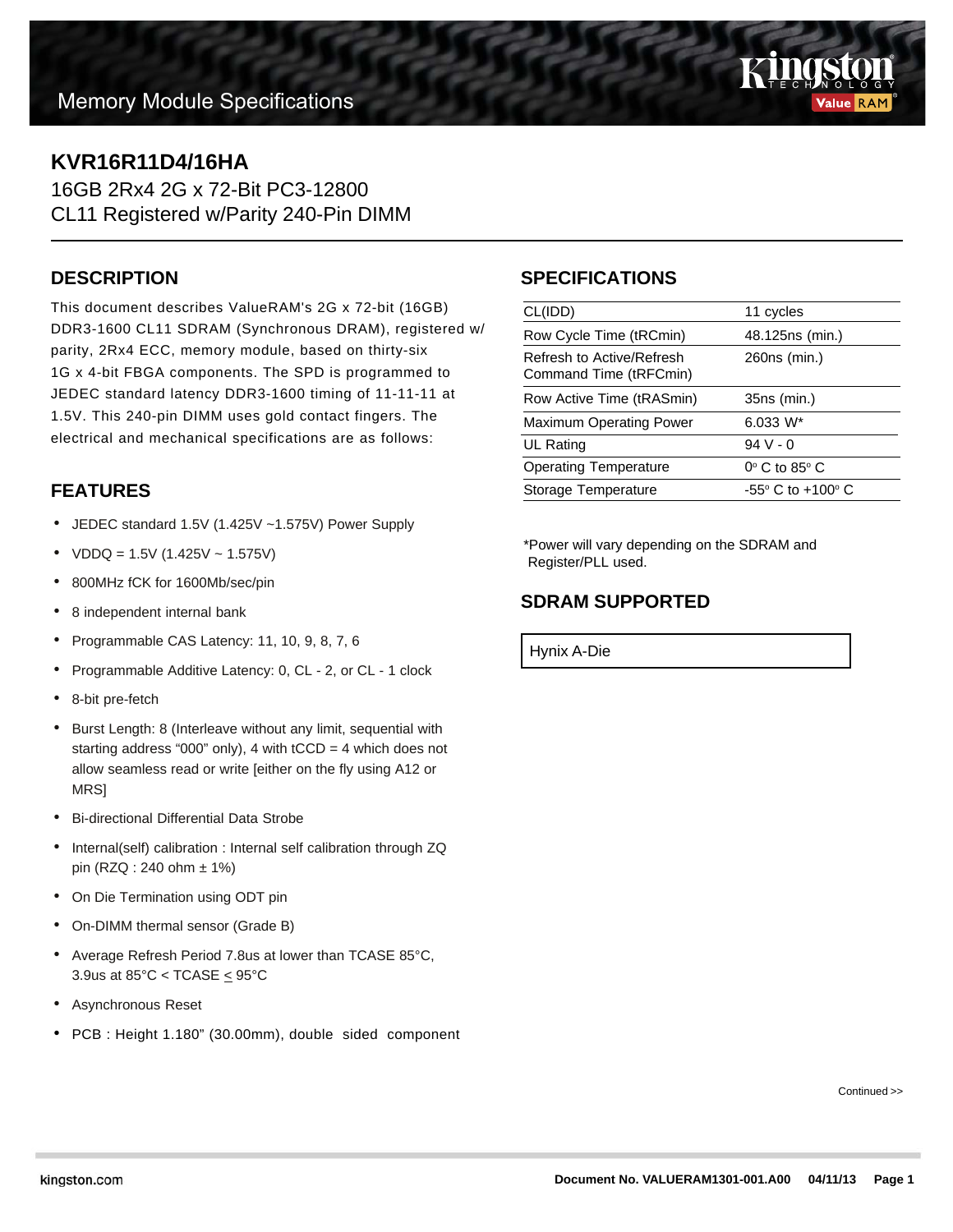Memory Module Specifications

# KVR16R11D4/16HA

16GB 2Rx4 2G x 72-Bit PC3-12800
CL11 Registered w/Parity 240-Pin DIMM

## DESCRIPTION

This document describes ValueRAM's 2G x 72-bit (16GB) DDR3-1600 CL11 SDRAM (Synchronous DRAM), registered w/ parity, 2Rx4 ECC, memory module, based on thirty-six 1G x 4-bit FBGA components. The SPD is programmed to JEDEC standard latency DDR3-1600 timing of 11-11-11 at 1.5V. This 240-pin DIMM uses gold contact fingers. The electrical and mechanical specifications are as follows:

## FEATURES

- JEDEC standard 1.5V (1.425V ~1.575V) Power Supply
- VDDQ = 1.5V (1.425V ~ 1.575V)
- 800MHz fCK for 1600Mb/sec/pin
- 8 independent internal bank
- Programmable CAS Latency: 11, 10, 9, 8, 7, 6
- Programmable Additive Latency: 0, CL - 2, or CL - 1 clock
- 8-bit pre-fetch
- Burst Length: 8 (Interleave without any limit, sequential with starting address “000” only), 4 with tCCD = 4 which does not allow seamless read or write [either on the fly using A12 or MRS]
- Bi-directional Differential Data Strobe
- Internal(self) calibration : Internal self calibration through ZQ pin (RZQ : 240 ohm ± 1%)
- On Die Termination using ODT pin
- On-DIMM thermal sensor (Grade B)
- Average Refresh Period 7.8us at lower than TCASE 85°C, 3.9us at 85°C < TCASE ≤ 95°C
- Asynchronous Reset
- PCB : Height 1.180” (30.00mm), double sided component

## SPECIFICATIONS

| | |
|---|---|
| CL(IDD) | 11 cycles |
| Row Cycle Time (tRCmin) | 48.125ns (min.) |
| Refresh to Active/Refresh Command Time (tRFCmin) | 260ns (min.) |
| Row Active Time (tRASmin) | 35ns (min.) |
| Maximum Operating Power | 6.033 W* |
| UL Rating | 94 V - 0 |
| Operating Temperature | 0° C to 85° C |
| Storage Temperature | -55° C to +100° C |

*Power will vary depending on the SDRAM and Register/PLL used.

## SDRAM SUPPORTED

| Hynix A-Die |
|---|

Continued >>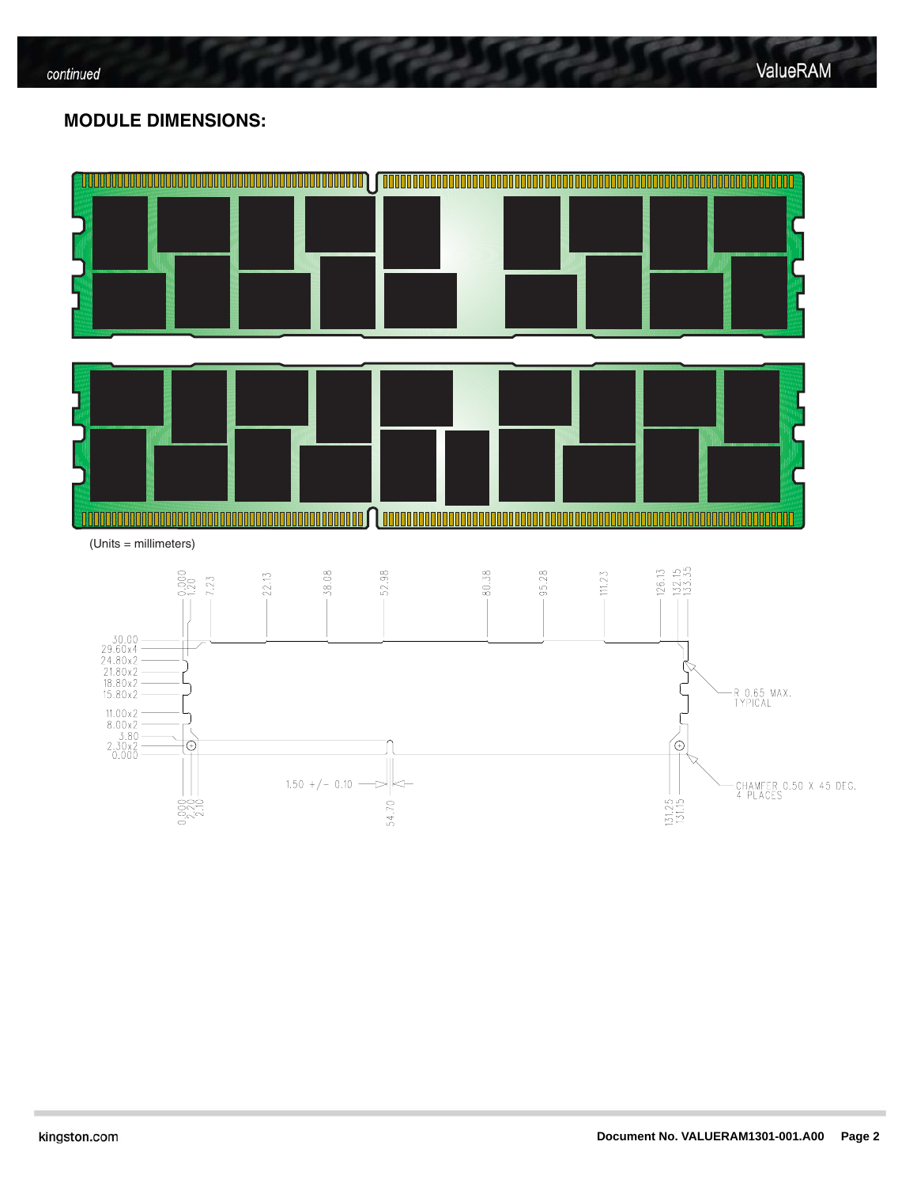## MODULE DIMENSIONS:

(Units = millimeters)

0.000
1.20
7.23
22.13
38.08
52.98
80.38
95.28
111.23
126.13
132.15
133.35

30.00
29.60x4
24.80x2
21.80x2
18.80x2
15.80x2
11.00x2
8.00x2
3.80
2.30x2
0.000

R 0.65 MAX.
TYPICAL

1.50 +/- 0.10

CHAMFER 0.50 X 45 DEG.
4 PLACES

0.000
2.20
2.10
54.70
131.25
131.15